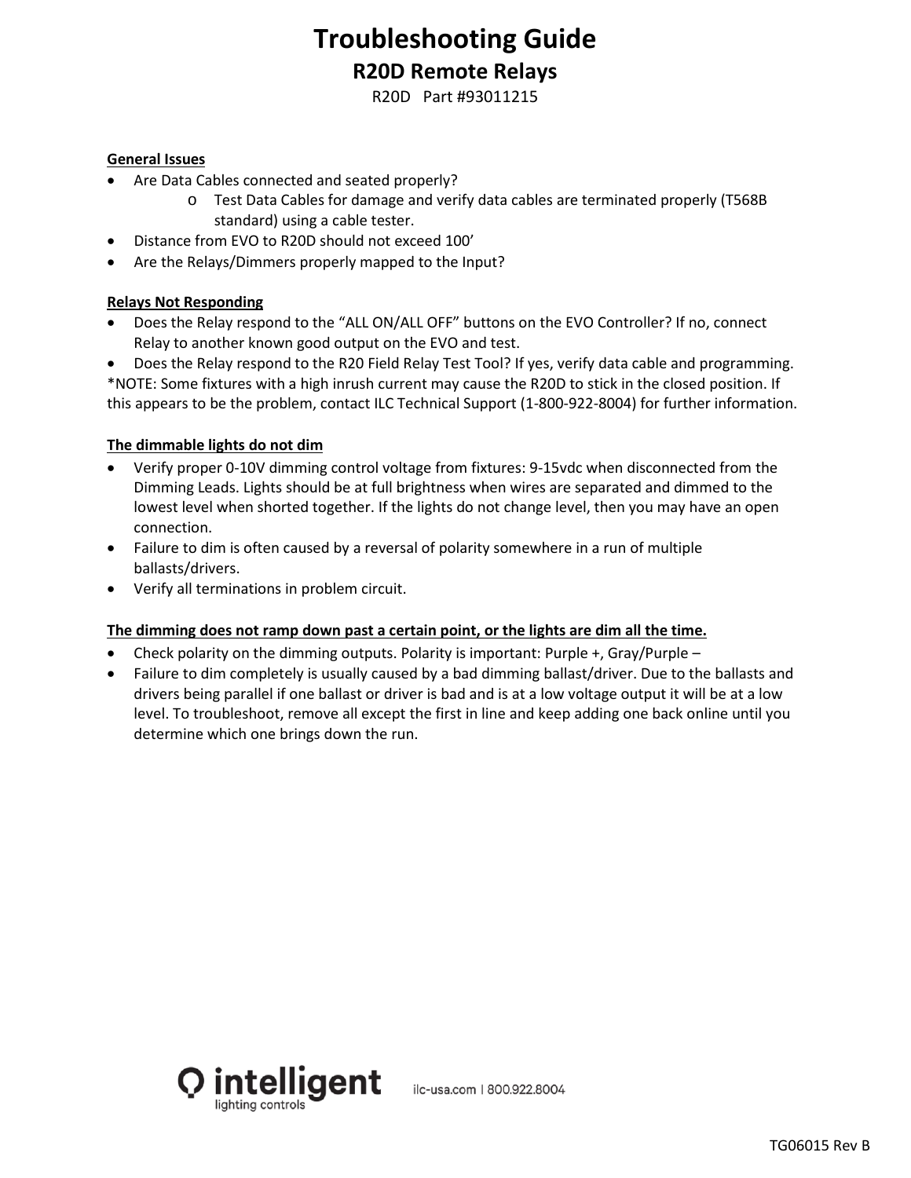# Troubleshooting Guide

## R20D Remote Relays

R20D Part #93011215

**General Issues**

- Are Data Cables connected and seated properly?
  - Test Data Cables for damage and verify data cables are terminated properly (T568B standard) using a cable tester.
- Distance from EVO to R20D should not exceed 100'
- Are the Relays/Dimmers properly mapped to the Input?

**Relays Not Responding**

- Does the Relay respond to the "ALL ON/ALL OFF" buttons on the EVO Controller? If no, connect Relay to another known good output on the EVO and test.
- Does the Relay respond to the R20 Field Relay Test Tool? If yes, verify data cable and programming.

*NOTE: Some fixtures with a high inrush current may cause the R20D to stick in the closed position. If this appears to be the problem, contact ILC Technical Support (1-800-922-8004) for further information.

**The dimmable lights do not dim**

- Verify proper 0-10V dimming control voltage from fixtures: 9-15vdc when disconnected from the Dimming Leads. Lights should be at full brightness when wires are separated and dimmed to the lowest level when shorted together. If the lights do not change level, then you may have an open connection.
- Failure to dim is often caused by a reversal of polarity somewhere in a run of multiple ballasts/drivers.
- Verify all terminations in problem circuit.

**The dimming does not ramp down past a certain point, or the lights are dim all the time.**

- Check polarity on the dimming outputs. Polarity is important: Purple +, Gray/Purple –
- Failure to dim completely is usually caused by a bad dimming ballast/driver. Due to the ballasts and drivers being parallel if one ballast or driver is bad and is at a low voltage output it will be at a low level. To troubleshoot, remove all except the first in line and keep adding one back online until you determine which one brings down the run.

intelligent lighting controls

ilc-usa.com | 800.922.8004

TG06015 Rev B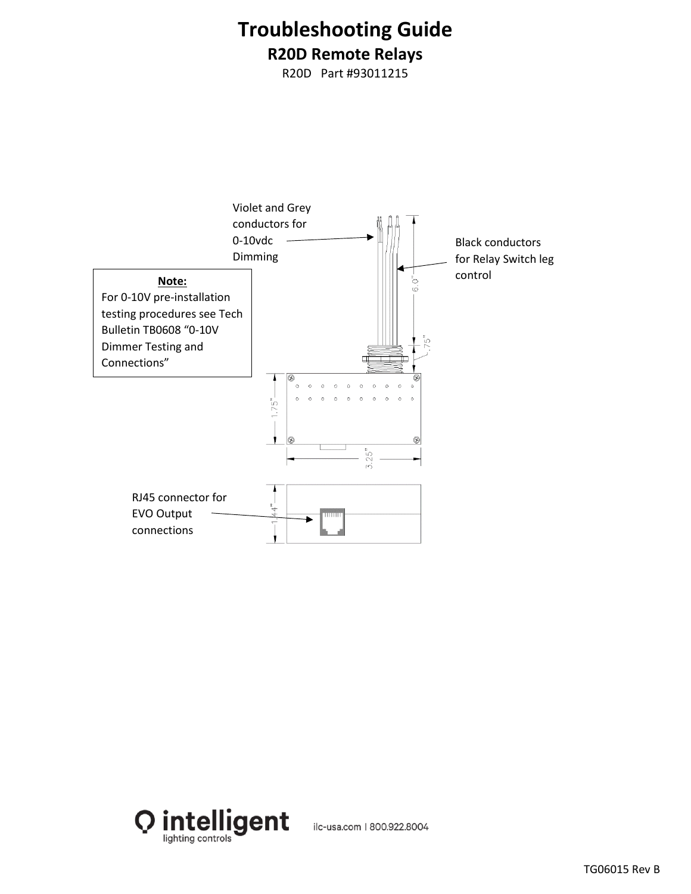# Troubleshooting Guide

## R20D Remote Relays

R20D Part #93011215

Violet and Grey conductors for 0-10vdc Dimming

Black conductors for Relay Switch leg control

**Note:**
For 0-10V pre-installation testing procedures see Tech Bulletin TB0608 “0-10V Dimmer Testing and Connections”

6.0"

.75"

1.75"

3.25"

1.44"

RJ45 connector for EVO Output connections

intelligent lighting controls

ilc-usa.com | 800.922.8004

TG06015 Rev B